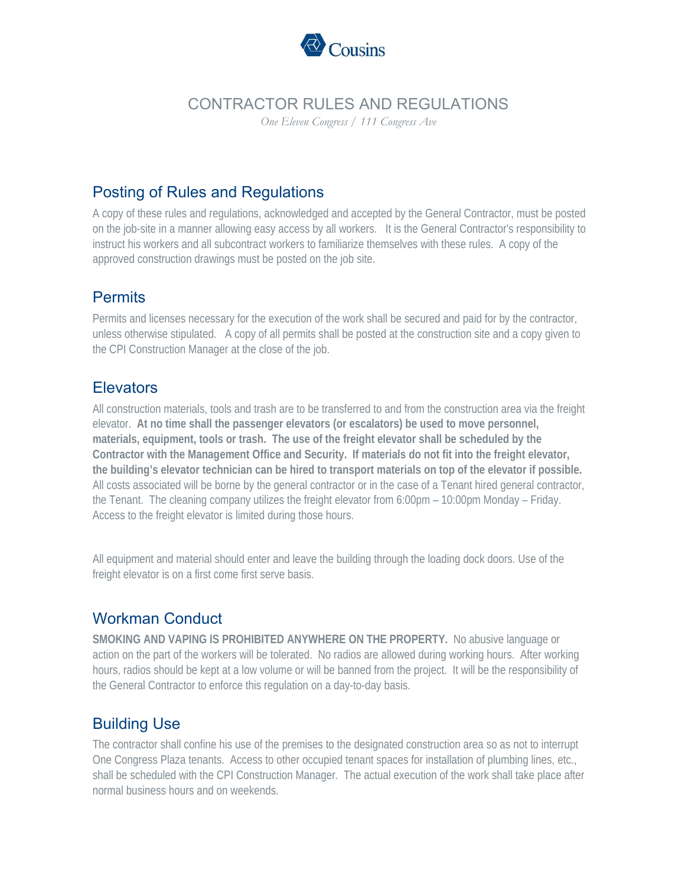Cousins

# CONTRACTOR RULES AND REGULATIONS

*One Eleven Congress / 111 Congress Ave*

## Posting of Rules and Regulations

A copy of these rules and regulations, acknowledged and accepted by the General Contractor, must be posted on the job-site in a manner allowing easy access by all workers. It is the General Contractor's responsibility to instruct his workers and all subcontract workers to familiarize themselves with these rules. A copy of the approved construction drawings must be posted on the job site.

## Permits

Permits and licenses necessary for the execution of the work shall be secured and paid for by the contractor, unless otherwise stipulated. A copy of all permits shall be posted at the construction site and a copy given to the CPI Construction Manager at the close of the job.

## Elevators

All construction materials, tools and trash are to be transferred to and from the construction area via the freight elevator. **At no time shall the passenger elevators (or escalators) be used to move personnel, materials, equipment, tools or trash. The use of the freight elevator shall be scheduled by the Contractor with the Management Office and Security. If materials do not fit into the freight elevator, the building's elevator technician can be hired to transport materials on top of the elevator if possible.** All costs associated will be borne by the general contractor or in the case of a Tenant hired general contractor, the Tenant. The cleaning company utilizes the freight elevator from 6:00pm – 10:00pm Monday – Friday. Access to the freight elevator is limited during those hours.

All equipment and material should enter and leave the building through the loading dock doors. Use of the freight elevator is on a first come first serve basis.

## Workman Conduct

**SMOKING AND VAPING IS PROHIBITED ANYWHERE ON THE PROPERTY.** No abusive language or action on the part of the workers will be tolerated. No radios are allowed during working hours. After working hours, radios should be kept at a low volume or will be banned from the project. It will be the responsibility of the General Contractor to enforce this regulation on a day-to-day basis.

## Building Use

The contractor shall confine his use of the premises to the designated construction area so as not to interrupt One Congress Plaza tenants. Access to other occupied tenant spaces for installation of plumbing lines, etc., shall be scheduled with the CPI Construction Manager. The actual execution of the work shall take place after normal business hours and on weekends.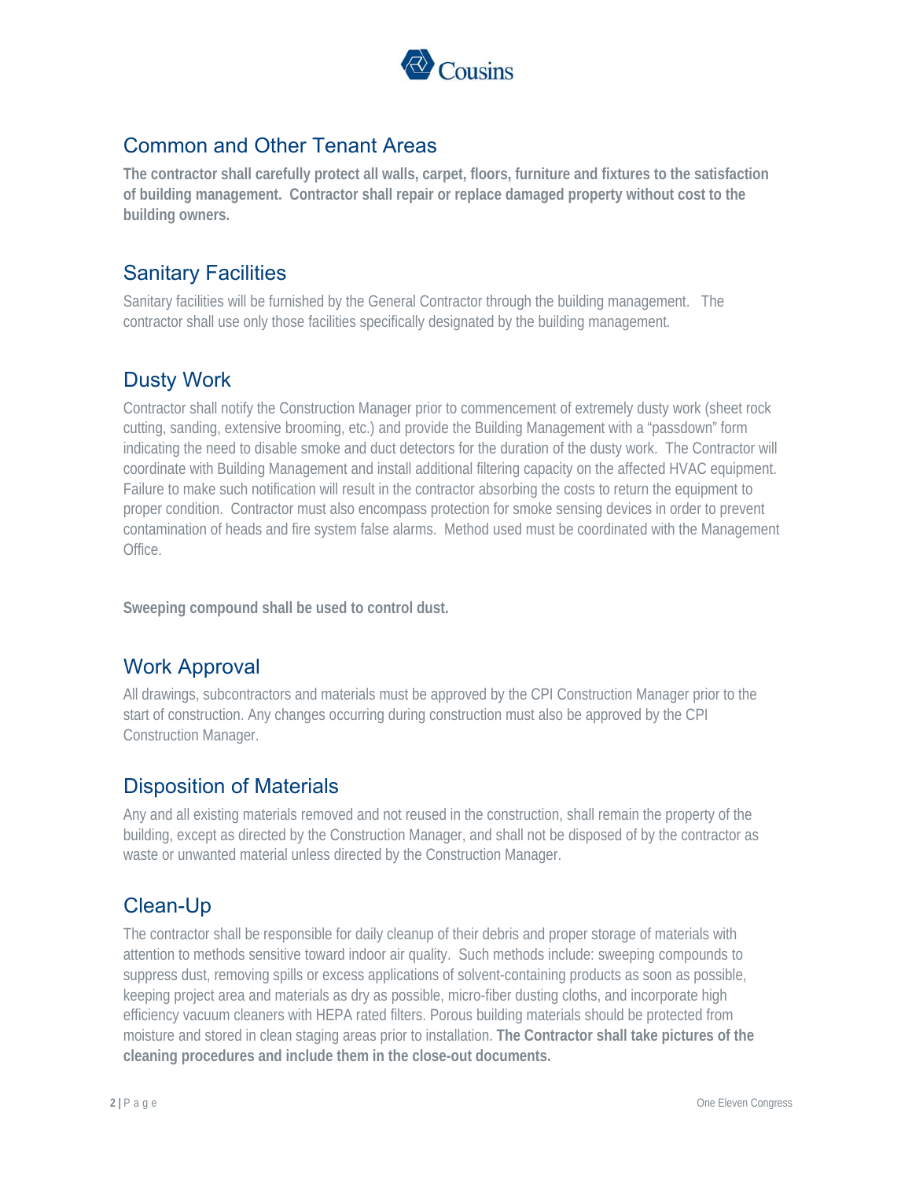## Common and Other Tenant Areas

**The contractor shall carefully protect all walls, carpet, floors, furniture and fixtures to the satisfaction of building management. Contractor shall repair or replace damaged property without cost to the building owners.**

## Sanitary Facilities

Sanitary facilities will be furnished by the General Contractor through the building management. The contractor shall use only those facilities specifically designated by the building management.

## Dusty Work

Contractor shall notify the Construction Manager prior to commencement of extremely dusty work (sheet rock cutting, sanding, extensive brooming, etc.) and provide the Building Management with a "passdown" form indicating the need to disable smoke and duct detectors for the duration of the dusty work. The Contractor will coordinate with Building Management and install additional filtering capacity on the affected HVAC equipment. Failure to make such notification will result in the contractor absorbing the costs to return the equipment to proper condition. Contractor must also encompass protection for smoke sensing devices in order to prevent contamination of heads and fire system false alarms. Method used must be coordinated with the Management Office.

**Sweeping compound shall be used to control dust.**

## Work Approval

All drawings, subcontractors and materials must be approved by the CPI Construction Manager prior to the start of construction. Any changes occurring during construction must also be approved by the CPI Construction Manager.

## Disposition of Materials

Any and all existing materials removed and not reused in the construction, shall remain the property of the building, except as directed by the Construction Manager, and shall not be disposed of by the contractor as waste or unwanted material unless directed by the Construction Manager.

## Clean-Up

The contractor shall be responsible for daily cleanup of their debris and proper storage of materials with attention to methods sensitive toward indoor air quality. Such methods include: sweeping compounds to suppress dust, removing spills or excess applications of solvent-containing products as soon as possible, keeping project area and materials as dry as possible, micro-fiber dusting cloths, and incorporate high efficiency vacuum cleaners with HEPA rated filters. Porous building materials should be protected from moisture and stored in clean staging areas prior to installation. **The Contractor shall take pictures of the cleaning procedures and include them in the close-out documents.**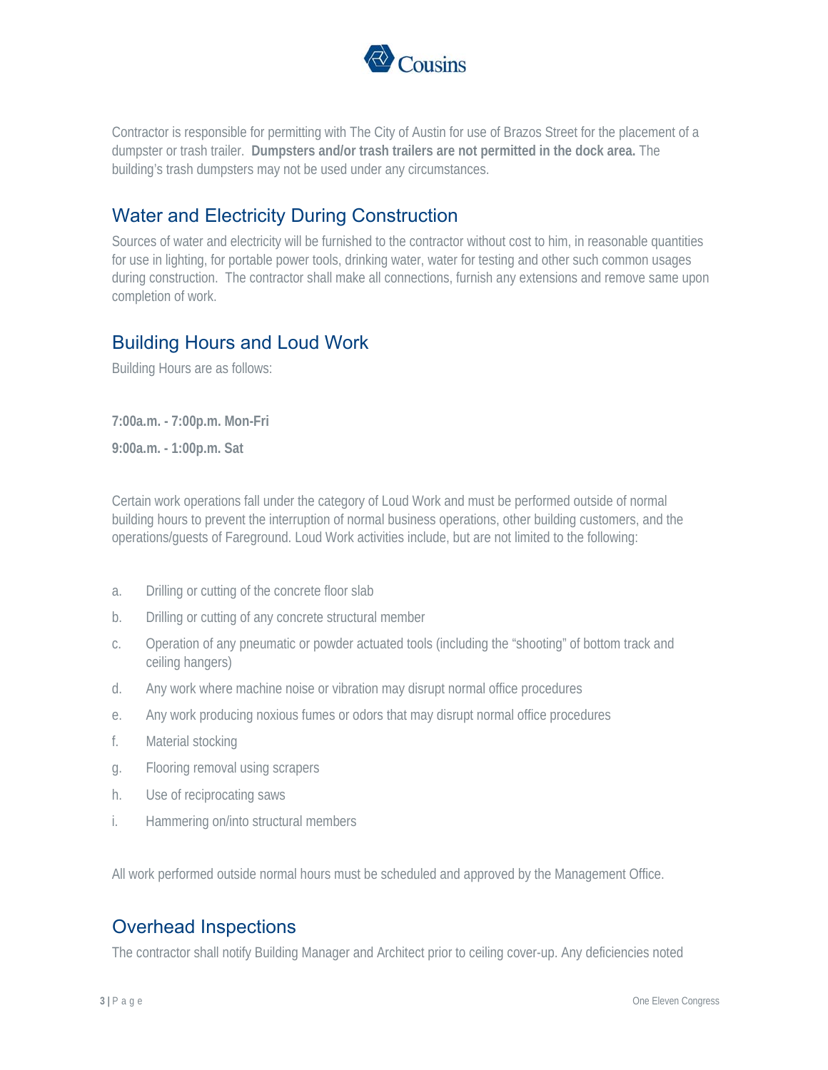Contractor is responsible for permitting with The City of Austin for use of Brazos Street for the placement of a dumpster or trash trailer. **Dumpsters and/or trash trailers are not permitted in the dock area.** The building's trash dumpsters may not be used under any circumstances.

## Water and Electricity During Construction

Sources of water and electricity will be furnished to the contractor without cost to him, in reasonable quantities for use in lighting, for portable power tools, drinking water, water for testing and other such common usages during construction. The contractor shall make all connections, furnish any extensions and remove same upon completion of work.

## Building Hours and Loud Work

Building Hours are as follows:

**7:00a.m. - 7:00p.m. Mon-Fri**

**9:00a.m. - 1:00p.m. Sat**

Certain work operations fall under the category of Loud Work and must be performed outside of normal building hours to prevent the interruption of normal business operations, other building customers, and the operations/guests of Fareground. Loud Work activities include, but are not limited to the following:

a. Drilling or cutting of the concrete floor slab
b. Drilling or cutting of any concrete structural member
c. Operation of any pneumatic or powder actuated tools (including the "shooting" of bottom track and ceiling hangers)
d. Any work where machine noise or vibration may disrupt normal office procedures
e. Any work producing noxious fumes or odors that may disrupt normal office procedures
f. Material stocking
g. Flooring removal using scrapers
h. Use of reciprocating saws
i. Hammering on/into structural members

All work performed outside normal hours must be scheduled and approved by the Management Office.

## Overhead Inspections

The contractor shall notify Building Manager and Architect prior to ceiling cover-up. Any deficiencies noted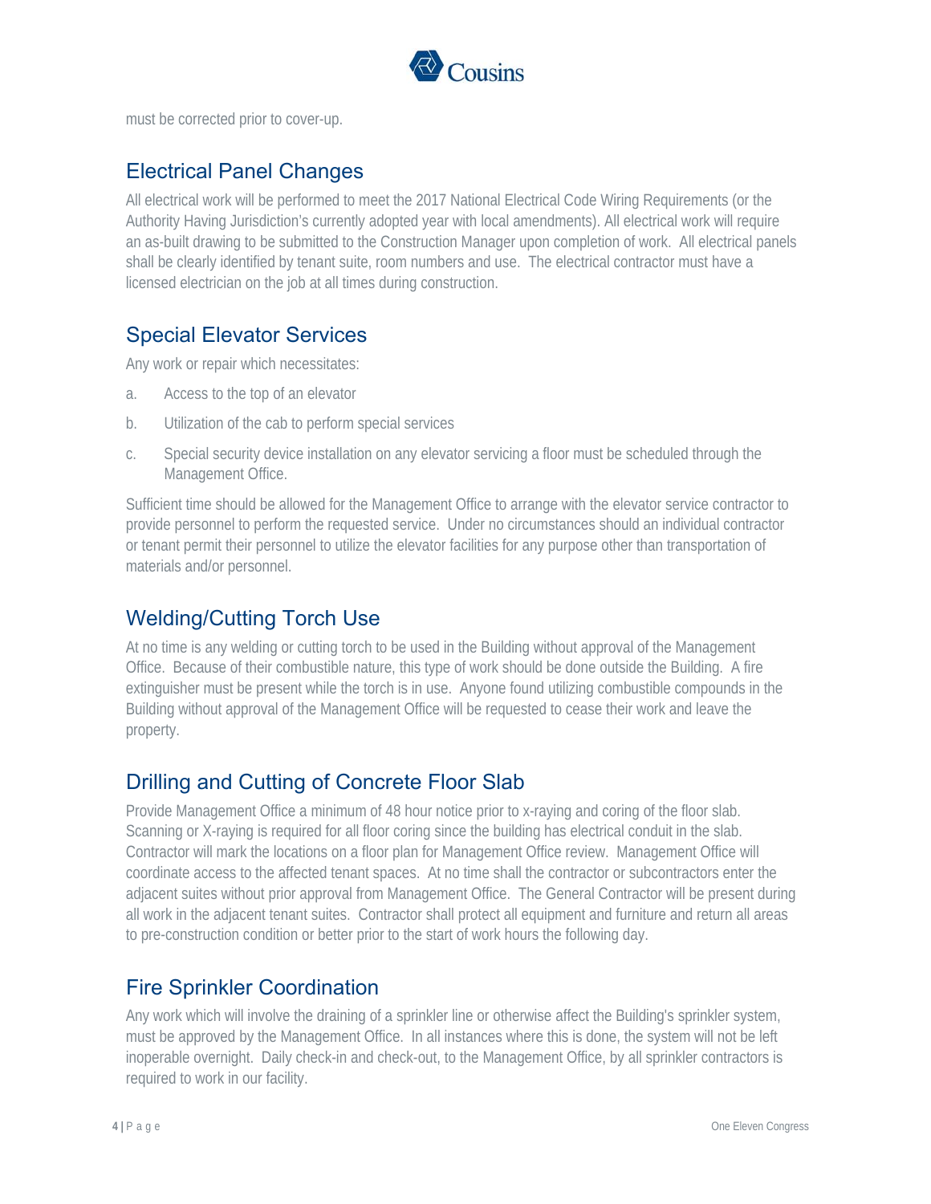must be corrected prior to cover-up.

## Electrical Panel Changes

All electrical work will be performed to meet the 2017 National Electrical Code Wiring Requirements (or the Authority Having Jurisdiction's currently adopted year with local amendments). All electrical work will require an as-built drawing to be submitted to the Construction Manager upon completion of work. All electrical panels shall be clearly identified by tenant suite, room numbers and use. The electrical contractor must have a licensed electrician on the job at all times during construction.

## Special Elevator Services

Any work or repair which necessitates:

a. Access to the top of an elevator

b. Utilization of the cab to perform special services

c. Special security device installation on any elevator servicing a floor must be scheduled through the Management Office.

Sufficient time should be allowed for the Management Office to arrange with the elevator service contractor to provide personnel to perform the requested service. Under no circumstances should an individual contractor or tenant permit their personnel to utilize the elevator facilities for any purpose other than transportation of materials and/or personnel.

## Welding/Cutting Torch Use

At no time is any welding or cutting torch to be used in the Building without approval of the Management Office. Because of their combustible nature, this type of work should be done outside the Building. A fire extinguisher must be present while the torch is in use. Anyone found utilizing combustible compounds in the Building without approval of the Management Office will be requested to cease their work and leave the property.

## Drilling and Cutting of Concrete Floor Slab

Provide Management Office a minimum of 48 hour notice prior to x-raying and coring of the floor slab. Scanning or X-raying is required for all floor coring since the building has electrical conduit in the slab. Contractor will mark the locations on a floor plan for Management Office review. Management Office will coordinate access to the affected tenant spaces. At no time shall the contractor or subcontractors enter the adjacent suites without prior approval from Management Office. The General Contractor will be present during all work in the adjacent tenant suites. Contractor shall protect all equipment and furniture and return all areas to pre-construction condition or better prior to the start of work hours the following day.

## Fire Sprinkler Coordination

Any work which will involve the draining of a sprinkler line or otherwise affect the Building's sprinkler system, must be approved by the Management Office. In all instances where this is done, the system will not be left inoperable overnight. Daily check-in and check-out, to the Management Office, by all sprinkler contractors is required to work in our facility.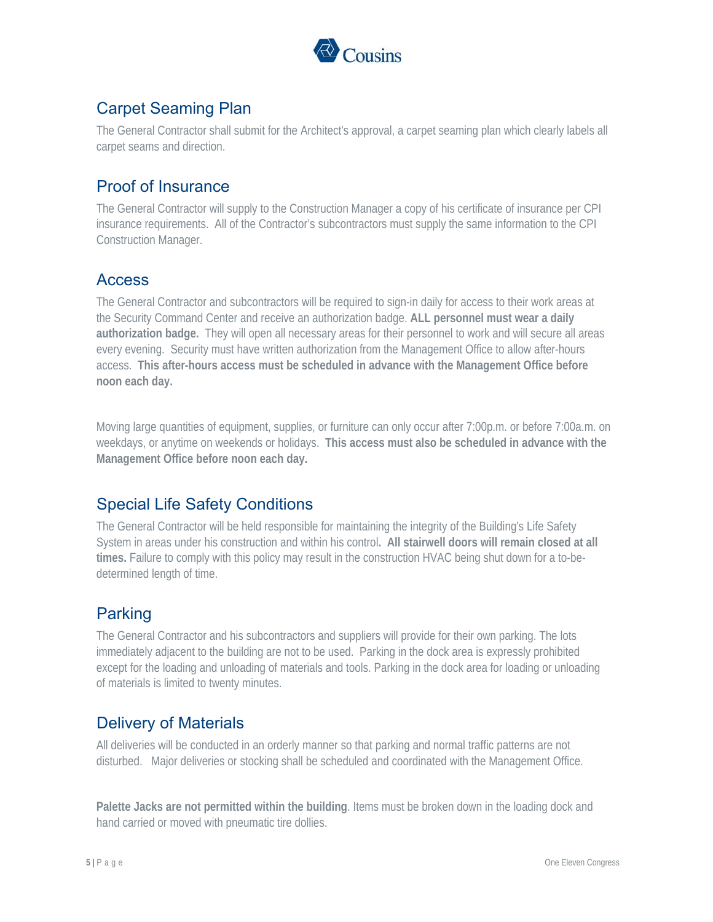## Carpet Seaming Plan

The General Contractor shall submit for the Architect's approval, a carpet seaming plan which clearly labels all carpet seams and direction.

## Proof of Insurance

The General Contractor will supply to the Construction Manager a copy of his certificate of insurance per CPI insurance requirements. All of the Contractor's subcontractors must supply the same information to the CPI Construction Manager.

## Access

The General Contractor and subcontractors will be required to sign-in daily for access to their work areas at the Security Command Center and receive an authorization badge. **ALL personnel must wear a daily authorization badge.** They will open all necessary areas for their personnel to work and will secure all areas every evening. Security must have written authorization from the Management Office to allow after-hours access. **This after-hours access must be scheduled in advance with the Management Office before noon each day.**

Moving large quantities of equipment, supplies, or furniture can only occur after 7:00p.m. or before 7:00a.m. on weekdays, or anytime on weekends or holidays. **This access must also be scheduled in advance with the Management Office before noon each day.**

## Special Life Safety Conditions

The General Contractor will be held responsible for maintaining the integrity of the Building's Life Safety System in areas under his construction and within his control**. All stairwell doors will remain closed at all times.** Failure to comply with this policy may result in the construction HVAC being shut down for a to-be-determined length of time.

## Parking

The General Contractor and his subcontractors and suppliers will provide for their own parking. The lots immediately adjacent to the building are not to be used. Parking in the dock area is expressly prohibited except for the loading and unloading of materials and tools. Parking in the dock area for loading or unloading of materials is limited to twenty minutes.

## Delivery of Materials

All deliveries will be conducted in an orderly manner so that parking and normal traffic patterns are not disturbed. Major deliveries or stocking shall be scheduled and coordinated with the Management Office.

**Palette Jacks are not permitted within the building**. Items must be broken down in the loading dock and hand carried or moved with pneumatic tire dollies.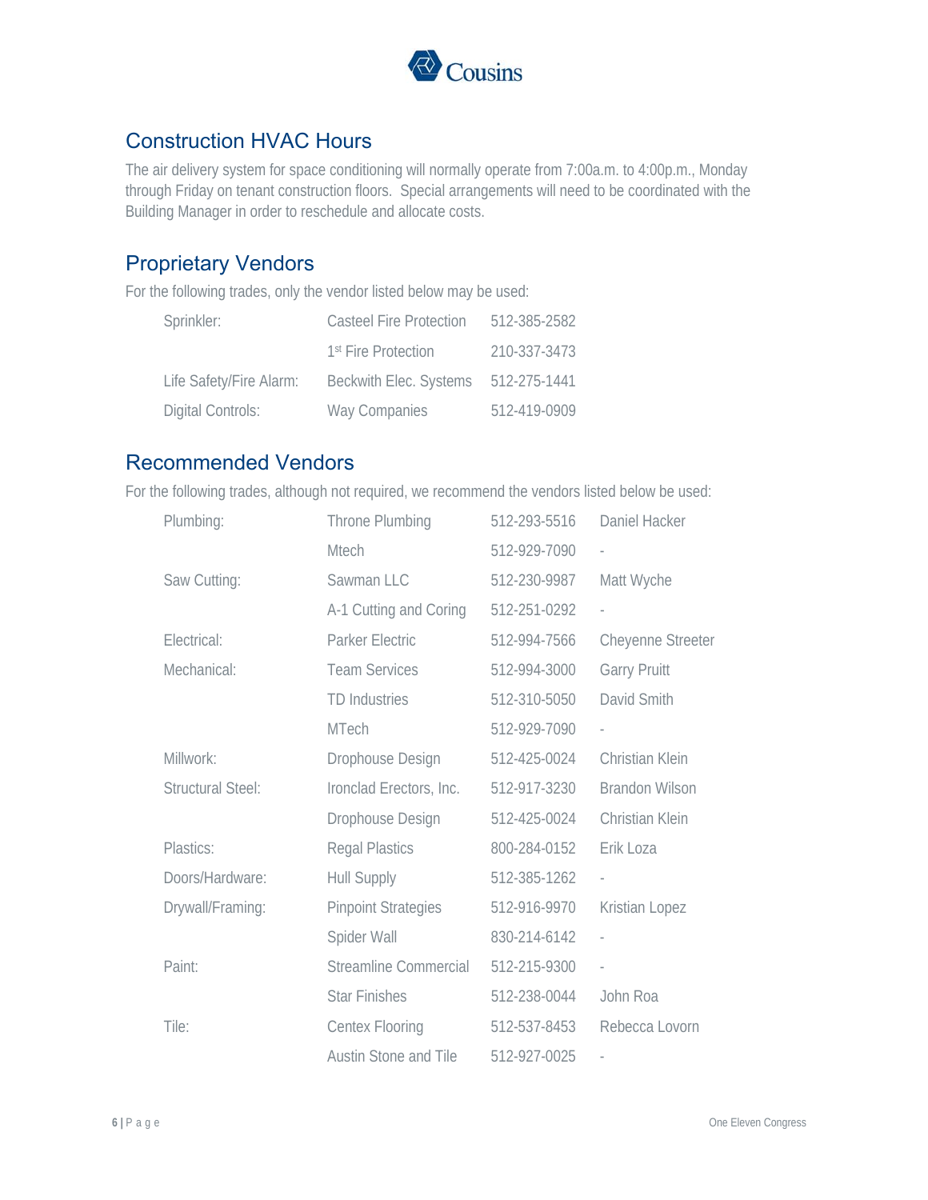## Construction HVAC Hours

The air delivery system for space conditioning will normally operate from 7:00a.m. to 4:00p.m., Monday through Friday on tenant construction floors. Special arrangements will need to be coordinated with the Building Manager in order to reschedule and allocate costs.

## Proprietary Vendors

For the following trades, only the vendor listed below may be used:

| Trade | Vendor | Phone |
|---|---|---|
| Sprinkler: | Casteel Fire Protection | 512-385-2582 |
| | 1st Fire Protection | 210-337-3473 |
| Life Safety/Fire Alarm: | Beckwith Elec. Systems | 512-275-1441 |
| Digital Controls: | Way Companies | 512-419-0909 |

## Recommended Vendors

For the following trades, although not required, we recommend the vendors listed below be used:

| Trade | Vendor | Phone | Contact |
|---|---|---|---|
| Plumbing: | Throne Plumbing | 512-293-5516 | Daniel Hacker |
| | Mtech | 512-929-7090 | - |
| Saw Cutting: | Sawman LLC | 512-230-9987 | Matt Wyche |
| | A-1 Cutting and Coring | 512-251-0292 | - |
| Electrical: | Parker Electric | 512-994-7566 | Cheyenne Streeter |
| Mechanical: | Team Services | 512-994-3000 | Garry Pruitt |
| | TD Industries | 512-310-5050 | David Smith |
| | MTech | 512-929-7090 | - |
| Millwork: | Drophouse Design | 512-425-0024 | Christian Klein |
| Structural Steel: | Ironclad Erectors, Inc. | 512-917-3230 | Brandon Wilson |
| | Drophouse Design | 512-425-0024 | Christian Klein |
| Plastics: | Regal Plastics | 800-284-0152 | Erik Loza |
| Doors/Hardware: | Hull Supply | 512-385-1262 | - |
| Drywall/Framing: | Pinpoint Strategies | 512-916-9970 | Kristian Lopez |
| | Spider Wall | 830-214-6142 | - |
| Paint: | Streamline Commercial | 512-215-9300 | - |
| | Star Finishes | 512-238-0044 | John Roa |
| Tile: | Centex Flooring | 512-537-8453 | Rebecca Lovorn |
| | Austin Stone and Tile | 512-927-0025 | - |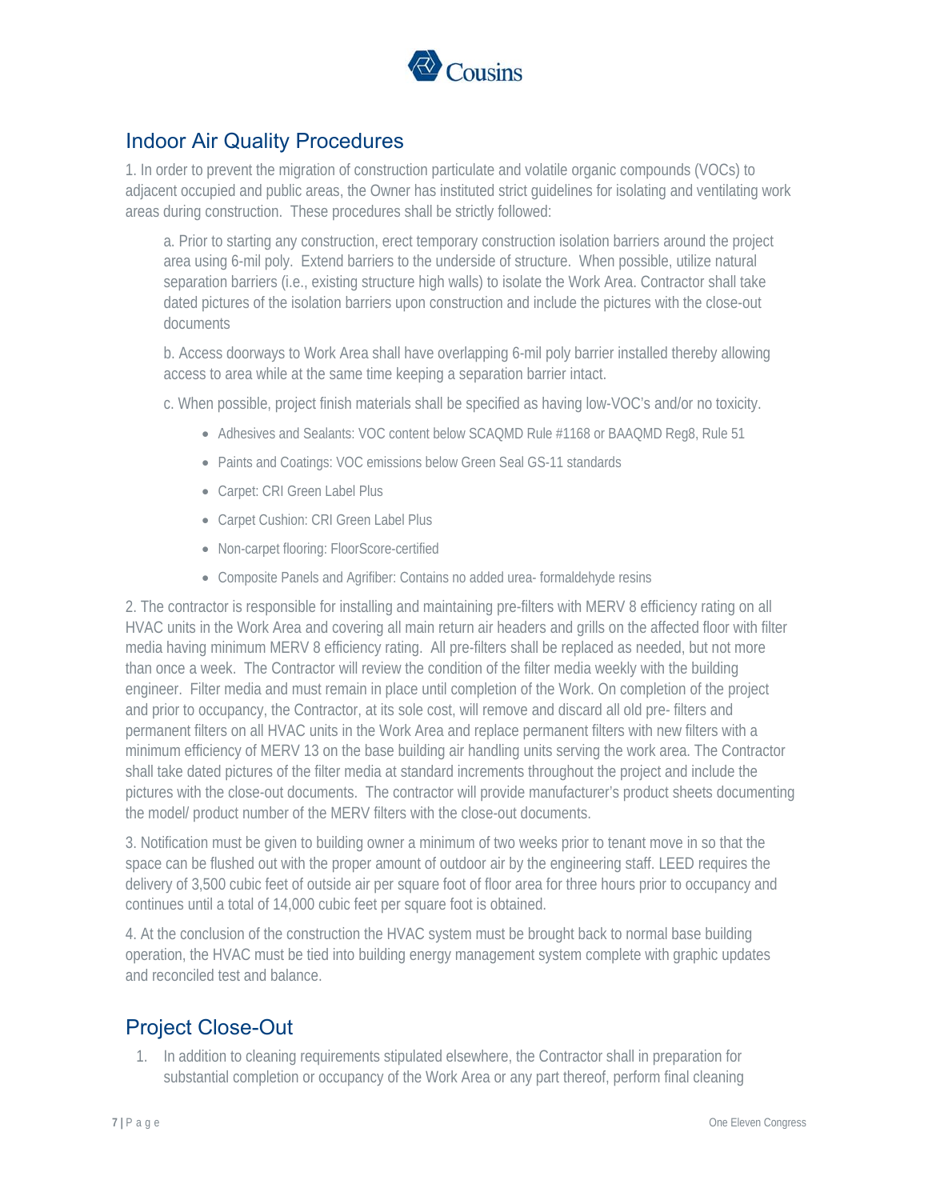## Indoor Air Quality Procedures

1. In order to prevent the migration of construction particulate and volatile organic compounds (VOCs) to adjacent occupied and public areas, the Owner has instituted strict guidelines for isolating and ventilating work areas during construction. These procedures shall be strictly followed:

   a. Prior to starting any construction, erect temporary construction isolation barriers around the project area using 6-mil poly. Extend barriers to the underside of structure. When possible, utilize natural separation barriers (i.e., existing structure high walls) to isolate the Work Area. Contractor shall take dated pictures of the isolation barriers upon construction and include the pictures with the close-out documents

   b. Access doorways to Work Area shall have overlapping 6-mil poly barrier installed thereby allowing access to area while at the same time keeping a separation barrier intact.

   c. When possible, project finish materials shall be specified as having low-VOC's and/or no toxicity.

   - Adhesives and Sealants: VOC content below SCAQMD Rule #1168 or BAAQMD Reg8, Rule 51
   - Paints and Coatings: VOC emissions below Green Seal GS-11 standards
   - Carpet: CRI Green Label Plus
   - Carpet Cushion: CRI Green Label Plus
   - Non-carpet flooring: FloorScore-certified
   - Composite Panels and Agrifiber: Contains no added urea- formaldehyde resins

2. The contractor is responsible for installing and maintaining pre-filters with MERV 8 efficiency rating on all HVAC units in the Work Area and covering all main return air headers and grills on the affected floor with filter media having minimum MERV 8 efficiency rating. All pre-filters shall be replaced as needed, but not more than once a week. The Contractor will review the condition of the filter media weekly with the building engineer. Filter media and must remain in place until completion of the Work. On completion of the project and prior to occupancy, the Contractor, at its sole cost, will remove and discard all old pre- filters and permanent filters on all HVAC units in the Work Area and replace permanent filters with new filters with a minimum efficiency of MERV 13 on the base building air handling units serving the work area. The Contractor shall take dated pictures of the filter media at standard increments throughout the project and include the pictures with the close-out documents. The contractor will provide manufacturer's product sheets documenting the model/ product number of the MERV filters with the close-out documents.

3. Notification must be given to building owner a minimum of two weeks prior to tenant move in so that the space can be flushed out with the proper amount of outdoor air by the engineering staff. LEED requires the delivery of 3,500 cubic feet of outside air per square foot of floor area for three hours prior to occupancy and continues until a total of 14,000 cubic feet per square foot is obtained.

4. At the conclusion of the construction the HVAC system must be brought back to normal base building operation, the HVAC must be tied into building energy management system complete with graphic updates and reconciled test and balance.

## Project Close-Out

1. In addition to cleaning requirements stipulated elsewhere, the Contractor shall in preparation for substantial completion or occupancy of the Work Area or any part thereof, perform final cleaning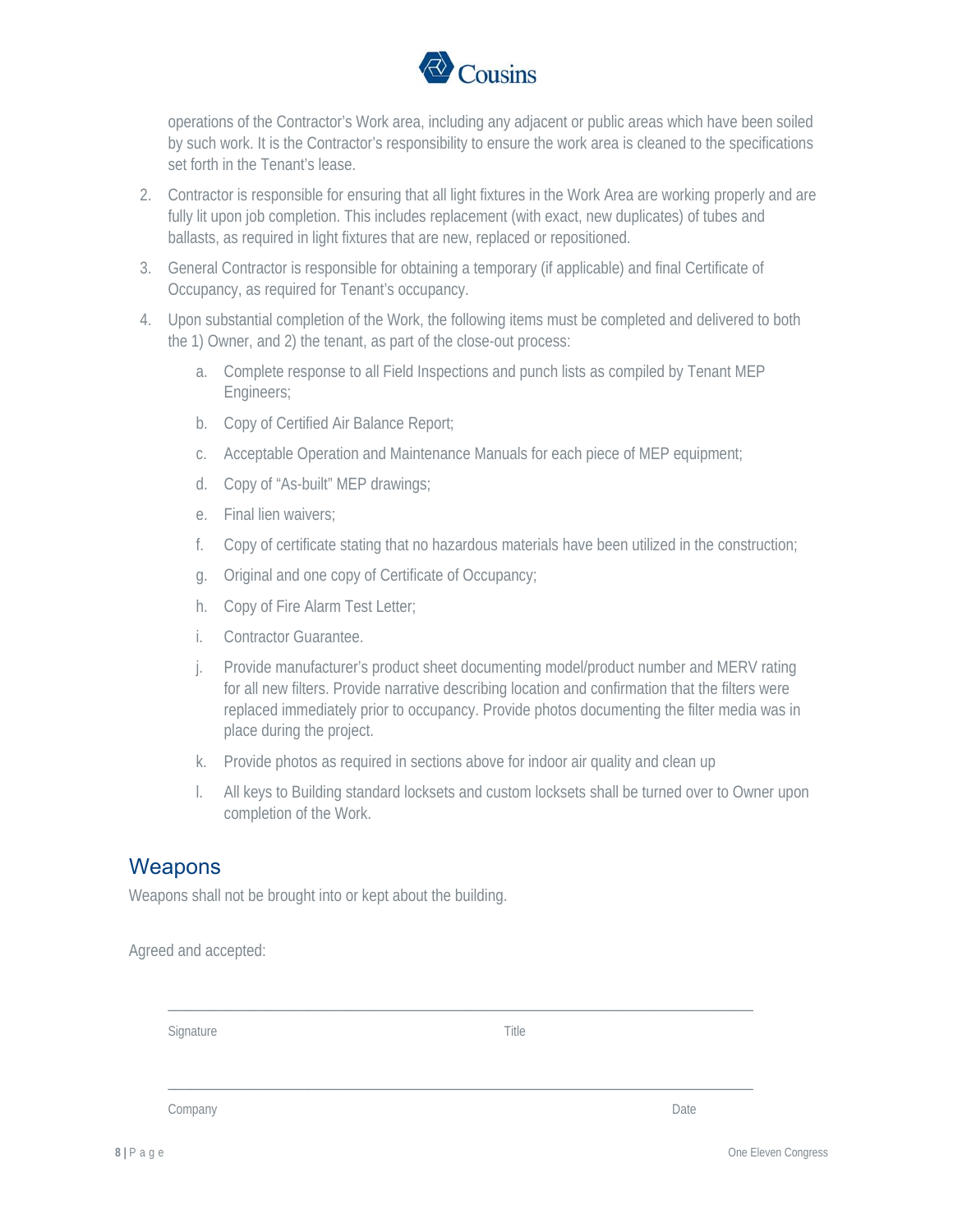operations of the Contractor's Work area, including any adjacent or public areas which have been soiled by such work. It is the Contractor's responsibility to ensure the work area is cleaned to the specifications set forth in the Tenant's lease.

2. Contractor is responsible for ensuring that all light fixtures in the Work Area are working properly and are fully lit upon job completion. This includes replacement (with exact, new duplicates) of tubes and ballasts, as required in light fixtures that are new, replaced or repositioned.
3. General Contractor is responsible for obtaining a temporary (if applicable) and final Certificate of Occupancy, as required for Tenant's occupancy.
4. Upon substantial completion of the Work, the following items must be completed and delivered to both the 1) Owner, and 2) the tenant, as part of the close-out process:
   a. Complete response to all Field Inspections and punch lists as compiled by Tenant MEP Engineers;
   b. Copy of Certified Air Balance Report;
   c. Acceptable Operation and Maintenance Manuals for each piece of MEP equipment;
   d. Copy of "As-built" MEP drawings;
   e. Final lien waivers;
   f. Copy of certificate stating that no hazardous materials have been utilized in the construction;
   g. Original and one copy of Certificate of Occupancy;
   h. Copy of Fire Alarm Test Letter;
   i. Contractor Guarantee.
   j. Provide manufacturer's product sheet documenting model/product number and MERV rating for all new filters. Provide narrative describing location and confirmation that the filters were replaced immediately prior to occupancy. Provide photos documenting the filter media was in place during the project.
   k. Provide photos as required in sections above for indoor air quality and clean up
   l. All keys to Building standard locksets and custom locksets shall be turned over to Owner upon completion of the Work.

## Weapons

Weapons shall not be brought into or kept about the building.

Agreed and accepted:

______________________________________________________________________

Signature                                                            Title

______________________________________________________________________

Company                                                            Date